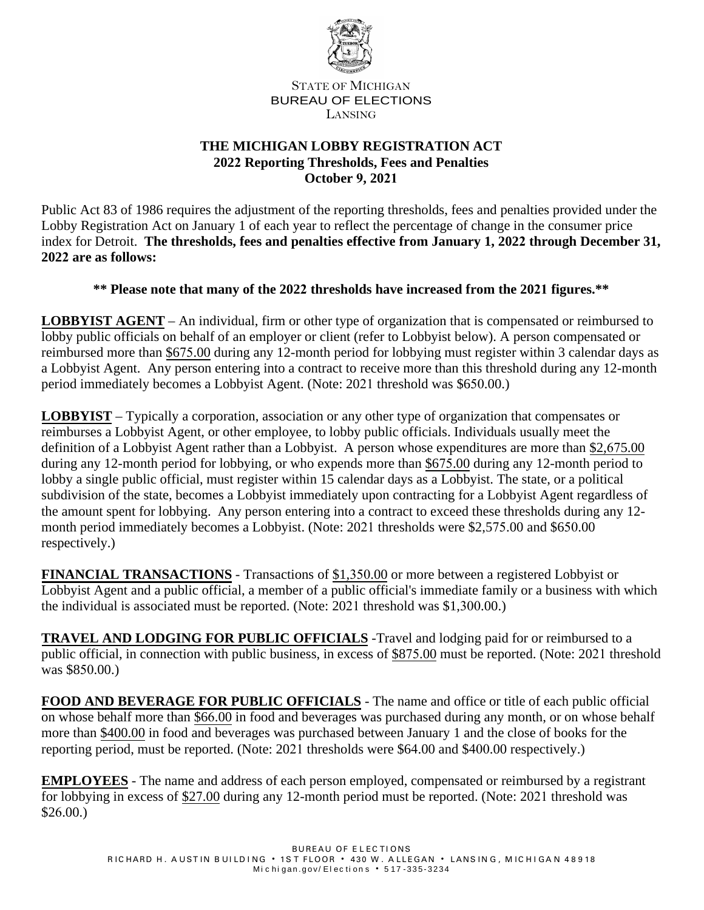STATE OF MICHIGAN
BUREAU OF ELECTIONS
LANSING

# THE MICHIGAN LOBBY REGISTRATION ACT
## 2022 Reporting Thresholds, Fees and Penalties
### October 9, 2021

Public Act 83 of 1986 requires the adjustment of the reporting thresholds, fees and penalties provided under the Lobby Registration Act on January 1 of each year to reflect the percentage of change in the consumer price index for Detroit. **The thresholds, fees and penalties effective from January 1, 2022 through December 31, 2022 are as follows:**

**\*\* Please note that many of the 2022 thresholds have increased from the 2021 figures.\*\***

**LOBBYIST AGENT** – An individual, firm or other type of organization that is compensated or reimbursed to lobby public officials on behalf of an employer or client (refer to Lobbyist below). A person compensated or reimbursed more than $675.00 during any 12-month period for lobbying must register within 3 calendar days as a Lobbyist Agent. Any person entering into a contract to receive more than this threshold during any 12-month period immediately becomes a Lobbyist Agent. (Note: 2021 threshold was $650.00.)

**LOBBYIST** – Typically a corporation, association or any other type of organization that compensates or reimburses a Lobbyist Agent, or other employee, to lobby public officials. Individuals usually meet the definition of a Lobbyist Agent rather than a Lobbyist. A person whose expenditures are more than $2,675.00 during any 12-month period for lobbying, or who expends more than $675.00 during any 12-month period to lobby a single public official, must register within 15 calendar days as a Lobbyist. The state, or a political subdivision of the state, becomes a Lobbyist immediately upon contracting for a Lobbyist Agent regardless of the amount spent for lobbying. Any person entering into a contract to exceed these thresholds during any 12-month period immediately becomes a Lobbyist. (Note: 2021 thresholds were $2,575.00 and $650.00 respectively.)

**FINANCIAL TRANSACTIONS** - Transactions of $1,350.00 or more between a registered Lobbyist or Lobbyist Agent and a public official, a member of a public official's immediate family or a business with which the individual is associated must be reported. (Note: 2021 threshold was $1,300.00.)

**TRAVEL AND LODGING FOR PUBLIC OFFICIALS** -Travel and lodging paid for or reimbursed to a public official, in connection with public business, in excess of $875.00 must be reported. (Note: 2021 threshold was $850.00.)

**FOOD AND BEVERAGE FOR PUBLIC OFFICIALS** - The name and office or title of each public official on whose behalf more than $66.00 in food and beverages was purchased during any month, or on whose behalf more than $400.00 in food and beverages was purchased between January 1 and the close of books for the reporting period, must be reported. (Note: 2021 thresholds were $64.00 and $400.00 respectively.)

**EMPLOYEES** - The name and address of each person employed, compensated or reimbursed by a registrant for lobbying in excess of $27.00 during any 12-month period must be reported. (Note: 2021 threshold was $26.00.)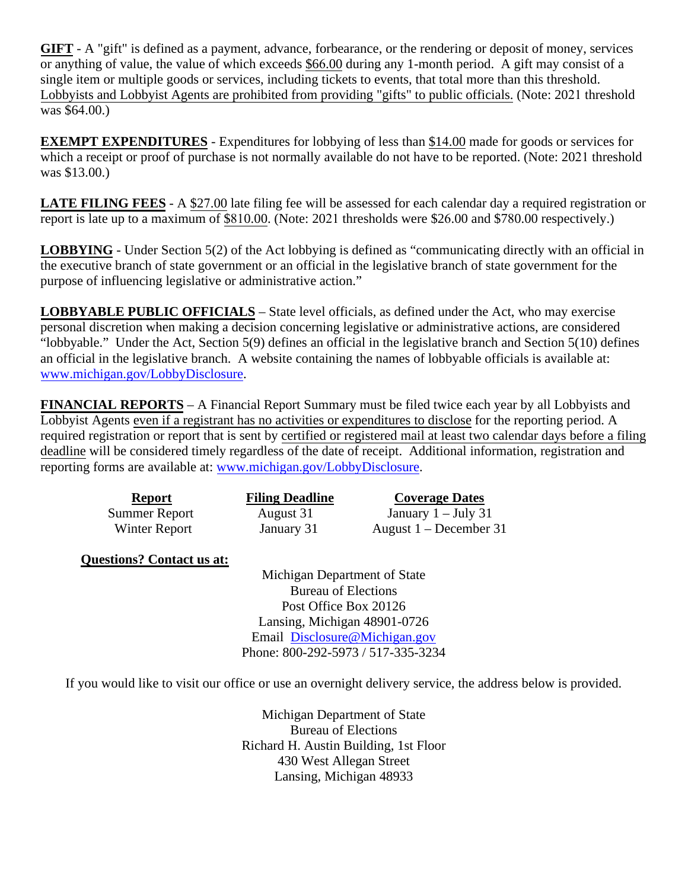**GIFT** - A "gift" is defined as a payment, advance, forbearance, or the rendering or deposit of money, services or anything of value, the value of which exceeds $66.00 during any 1-month period. A gift may consist of a single item or multiple goods or services, including tickets to events, that total more than this threshold. Lobbyists and Lobbyist Agents are prohibited from providing "gifts" to public officials. (Note: 2021 threshold was $64.00.)

**EXEMPT EXPENDITURES** - Expenditures for lobbying of less than $14.00 made for goods or services for which a receipt or proof of purchase is not normally available do not have to be reported. (Note: 2021 threshold was $13.00.)

**LATE FILING FEES** - A $27.00 late filing fee will be assessed for each calendar day a required registration or report is late up to a maximum of $810.00. (Note: 2021 thresholds were $26.00 and $780.00 respectively.)

**LOBBYING** - Under Section 5(2) of the Act lobbying is defined as "communicating directly with an official in the executive branch of state government or an official in the legislative branch of state government for the purpose of influencing legislative or administrative action."

**LOBBYABLE PUBLIC OFFICIALS** – State level officials, as defined under the Act, who may exercise personal discretion when making a decision concerning legislative or administrative actions, are considered "lobbyable." Under the Act, Section 5(9) defines an official in the legislative branch and Section 5(10) defines an official in the legislative branch. A website containing the names of lobbyable officials is available at: www.michigan.gov/LobbyDisclosure.

**FINANCIAL REPORTS** – A Financial Report Summary must be filed twice each year by all Lobbyists and Lobbyist Agents even if a registrant has no activities or expenditures to disclose for the reporting period. A required registration or report that is sent by certified or registered mail at least two calendar days before a filing deadline will be considered timely regardless of the date of receipt. Additional information, registration and reporting forms are available at: www.michigan.gov/LobbyDisclosure.

| Report | Filing Deadline | Coverage Dates |
|---|---|---|
| Summer Report | August 31 | January 1 – July 31 |
| Winter Report | January 31 | August 1 – December 31 |

**Questions? Contact us at:**

Michigan Department of State
Bureau of Elections
Post Office Box 20126
Lansing, Michigan 48901-0726
Email Disclosure@Michigan.gov
Phone: 800-292-5973 / 517-335-3234

If you would like to visit our office or use an overnight delivery service, the address below is provided.

Michigan Department of State
Bureau of Elections
Richard H. Austin Building, 1st Floor
430 West Allegan Street
Lansing, Michigan 48933